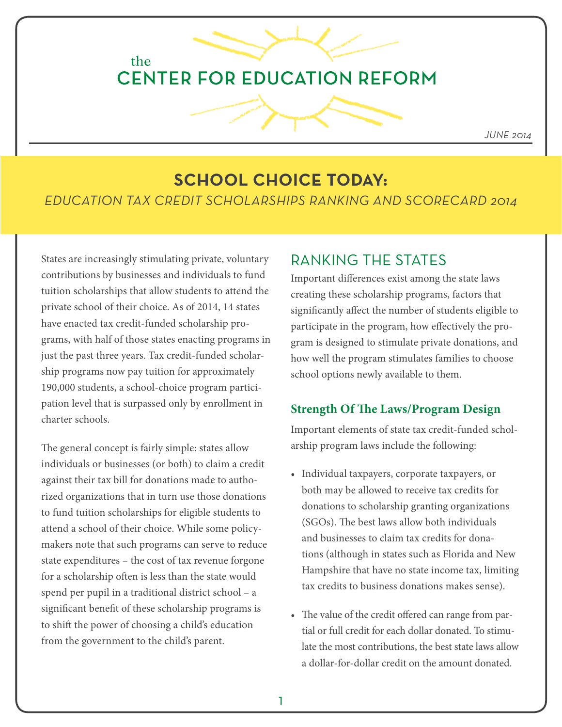the
# CENTER FOR EDUCATION REFORM

*JUNE 2014*

# SCHOOL CHOICE TODAY:
## *EDUCATION TAX CREDIT SCHOLARSHIPS RANKING AND SCORECARD 2014*

States are increasingly stimulating private, voluntary contributions by businesses and individuals to fund tuition scholarships that allow students to attend the private school of their choice. As of 2014, 14 states have enacted tax credit-funded scholarship programs, with half of those states enacting programs in just the past three years. Tax credit-funded scholarship programs now pay tuition for approximately 190,000 students, a school-choice program participation level that is surpassed only by enrollment in charter schools.

The general concept is fairly simple: states allow individuals or businesses (or both) to claim a credit against their tax bill for donations made to authorized organizations that in turn use those donations to fund tuition scholarships for eligible students to attend a school of their choice. While some policymakers note that such programs can serve to reduce state expenditures – the cost of tax revenue forgone for a scholarship often is less than the state would spend per pupil in a traditional district school – a significant benefit of these scholarship programs is to shift the power of choosing a child's education from the government to the child's parent.

## RANKING THE STATES

Important differences exist among the state laws creating these scholarship programs, factors that significantly affect the number of students eligible to participate in the program, how effectively the program is designed to stimulate private donations, and how well the program stimulates families to choose school options newly available to them.

### Strength Of The Laws/Program Design

Important elements of state tax credit-funded scholarship program laws include the following:

- Individual taxpayers, corporate taxpayers, or both may be allowed to receive tax credits for donations to scholarship granting organizations (SGOs). The best laws allow both individuals and businesses to claim tax credits for donations (although in states such as Florida and New Hampshire that have no state income tax, limiting tax credits to business donations makes sense).
- The value of the credit offered can range from partial or full credit for each dollar donated. To stimulate the most contributions, the best state laws allow a dollar-for-dollar credit on the amount donated.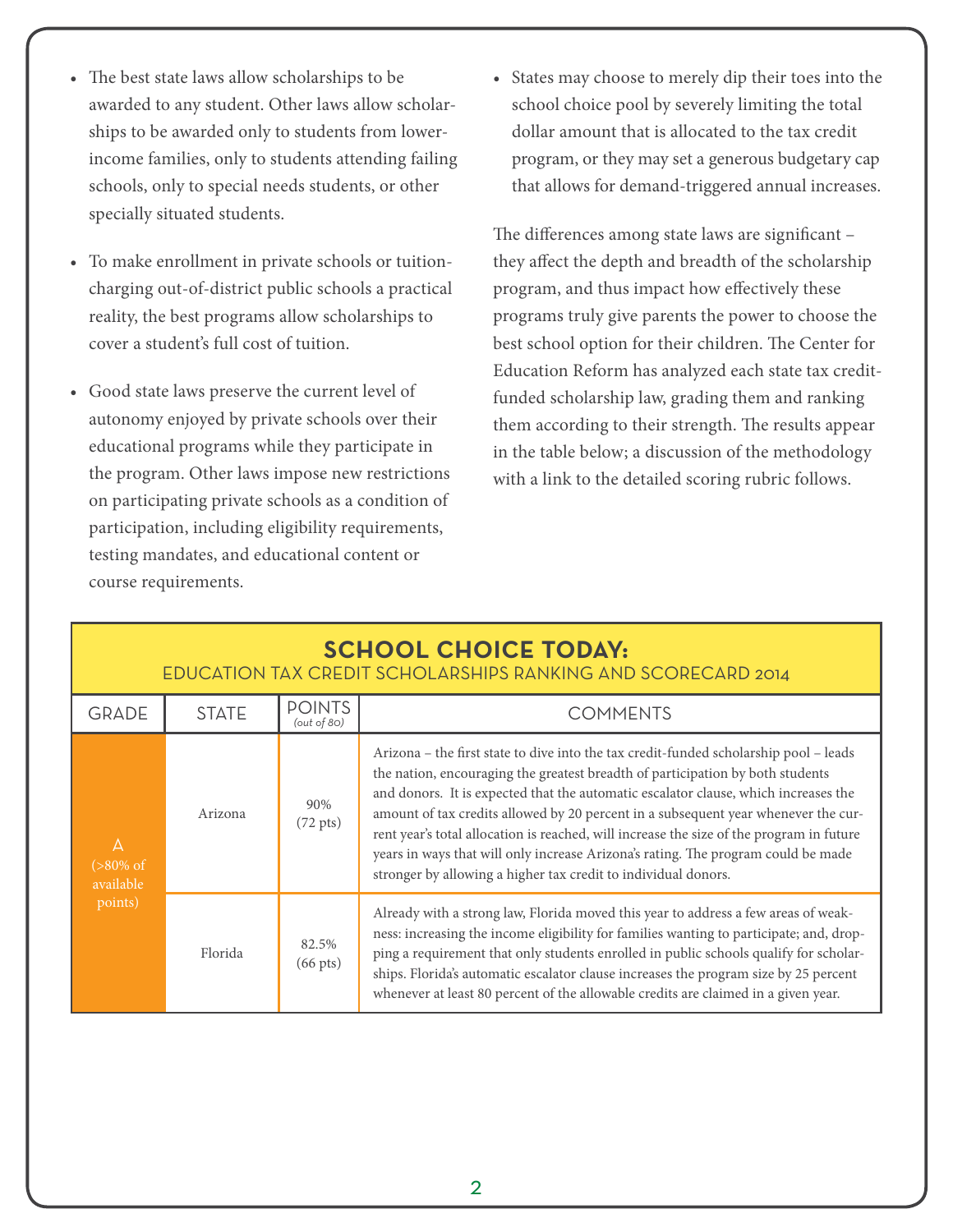- The best state laws allow scholarships to be awarded to any student. Other laws allow scholarships to be awarded only to students from lower-income families, only to students attending failing schools, only to special needs students, or other specially situated students.

- To make enrollment in private schools or tuition-charging out-of-district public schools a practical reality, the best programs allow scholarships to cover a student's full cost of tuition.

- Good state laws preserve the current level of autonomy enjoyed by private schools over their educational programs while they participate in the program. Other laws impose new restrictions on participating private schools as a condition of participation, including eligibility requirements, testing mandates, and educational content or course requirements.

- States may choose to merely dip their toes into the school choice pool by severely limiting the total dollar amount that is allocated to the tax credit program, or they may set a generous budgetary cap that allows for demand-triggered annual increases.

The differences among state laws are significant – they affect the depth and breadth of the scholarship program, and thus impact how effectively these programs truly give parents the power to choose the best school option for their children. The Center for Education Reform has analyzed each state tax credit-funded scholarship law, grading them and ranking them according to their strength. The results appear in the table below; a discussion of the methodology with a link to the detailed scoring rubric follows.

## SCHOOL CHOICE TODAY:
### EDUCATION TAX CREDIT SCHOLARSHIPS RANKING AND SCORECARD 2014

| GRADE | STATE | POINTS (out of 80) | COMMENTS |
|---|---|---|---|
| A (>80% of available points) | Arizona | 90% (72 pts) | Arizona – the first state to dive into the tax credit-funded scholarship pool – leads the nation, encouraging the greatest breadth of participation by both students and donors. It is expected that the automatic escalator clause, which increases the amount of tax credits allowed by 20 percent in a subsequent year whenever the current year's total allocation is reached, will increase the size of the program in future years in ways that will only increase Arizona's rating. The program could be made stronger by allowing a higher tax credit to individual donors. |
| | Florida | 82.5% (66 pts) | Already with a strong law, Florida moved this year to address a few areas of weakness: increasing the income eligibility for families wanting to participate; and, dropping a requirement that only students enrolled in public schools qualify for scholarships. Florida's automatic escalator clause increases the program size by 25 percent whenever at least 80 percent of the allowable credits are claimed in a given year. |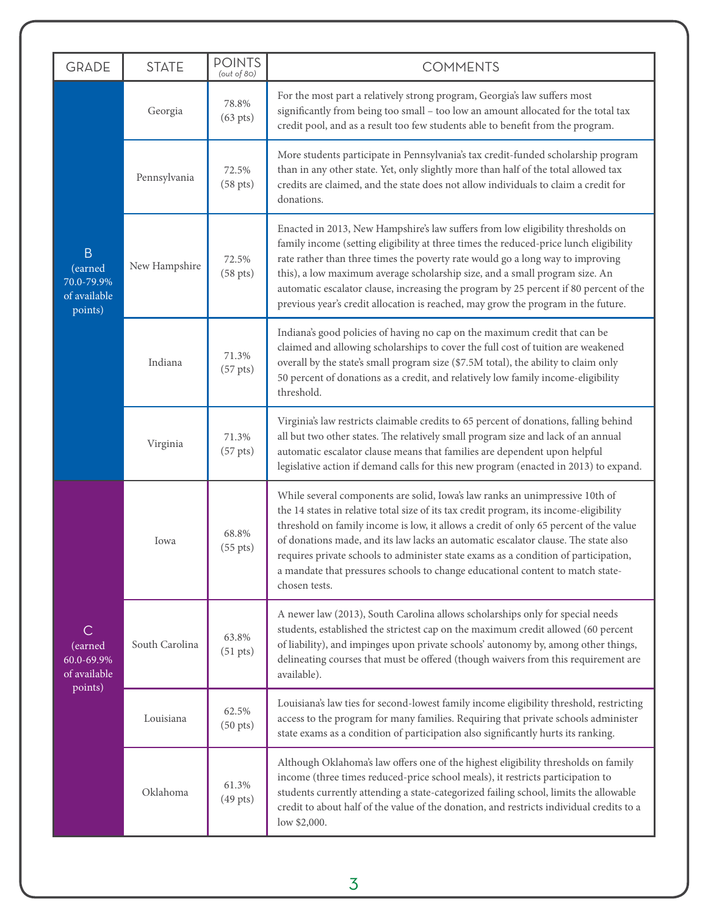| GRADE | STATE | POINTS *(out of 80)* | COMMENTS |
|---|---|---|---|
| B (earned 70.0-79.9% of available points) | Georgia | 78.8% (63 pts) | For the most part a relatively strong program, Georgia's law suffers most significantly from being too small – too low an amount allocated for the total tax credit pool, and as a result too few students able to benefit from the program. |
| | Pennsylvania | 72.5% (58 pts) | More students participate in Pennsylvania's tax credit-funded scholarship program than in any other state. Yet, only slightly more than half of the total allowed tax credits are claimed, and the state does not allow individuals to claim a credit for donations. |
| | New Hampshire | 72.5% (58 pts) | Enacted in 2013, New Hampshire's law suffers from low eligibility thresholds on family income (setting eligibility at three times the reduced-price lunch eligibility rate rather than three times the poverty rate would go a long way to improving this), a low maximum average scholarship size, and a small program size. An automatic escalator clause, increasing the program by 25 percent if 80 percent of the previous year's credit allocation is reached, may grow the program in the future. |
| | Indiana | 71.3% (57 pts) | Indiana's good policies of having no cap on the maximum credit that can be claimed and allowing scholarships to cover the full cost of tuition are weakened overall by the state's small program size ($7.5M total), the ability to claim only 50 percent of donations as a credit, and relatively low family income-eligibility threshold. |
| | Virginia | 71.3% (57 pts) | Virginia's law restricts claimable credits to 65 percent of donations, falling behind all but two other states. The relatively small program size and lack of an annual automatic escalator clause means that families are dependent upon helpful legislative action if demand calls for this new program (enacted in 2013) to expand. |
| C (earned 60.0-69.9% of available points) | Iowa | 68.8% (55 pts) | While several components are solid, Iowa's law ranks an unimpressive 10th of the 14 states in relative total size of its tax credit program, its income-eligibility threshold on family income is low, it allows a credit of only 65 percent of the value of donations made, and its law lacks an automatic escalator clause. The state also requires private schools to administer state exams as a condition of participation, a mandate that pressures schools to change educational content to match state-chosen tests. |
| | South Carolina | 63.8% (51 pts) | A newer law (2013), South Carolina allows scholarships only for special needs students, established the strictest cap on the maximum credit allowed (60 percent of liability), and impinges upon private schools' autonomy by, among other things, delineating courses that must be offered (though waivers from this requirement are available). |
| | Louisiana | 62.5% (50 pts) | Louisiana's law ties for second-lowest family income eligibility threshold, restricting access to the program for many families. Requiring that private schools administer state exams as a condition of participation also significantly hurts its ranking. |
| | Oklahoma | 61.3% (49 pts) | Although Oklahoma's law offers one of the highest eligibility thresholds on family income (three times reduced-price school meals), it restricts participation to students currently attending a state-categorized failing school, limits the allowable credit to about half of the value of the donation, and restricts individual credits to a low $2,000. |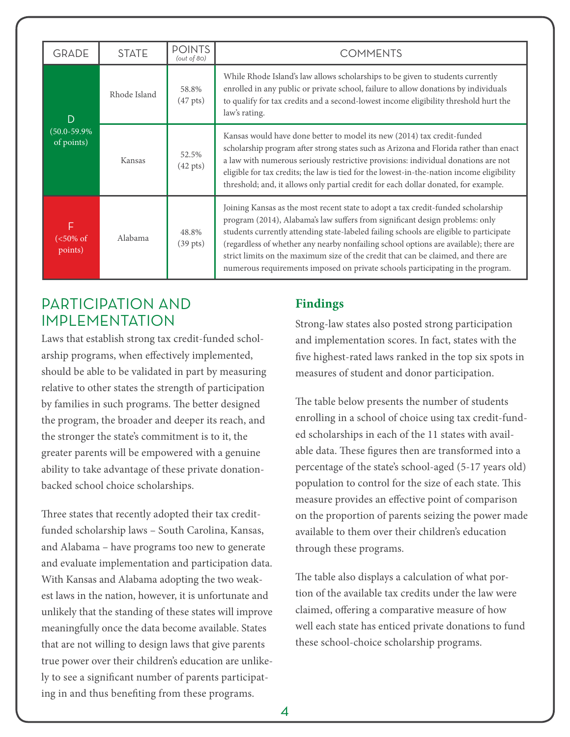| GRADE | STATE | POINTS (out of 80) | COMMENTS |
|---|---|---|---|
| D (50.0-59.9% of points) | Rhode Island | 58.8% (47 pts) | While Rhode Island's law allows scholarships to be given to students currently enrolled in any public or private school, failure to allow donations by individuals to qualify for tax credits and a second-lowest income eligibility threshold hurt the law's rating. |
| | Kansas | 52.5% (42 pts) | Kansas would have done better to model its new (2014) tax credit-funded scholarship program after strong states such as Arizona and Florida rather than enact a law with numerous seriously restrictive provisions: individual donations are not eligible for tax credits; the law is tied for the lowest-in-the-nation income eligibility threshold; and, it allows only partial credit for each dollar donated, for example. |
| F (<50% of points) | Alabama | 48.8% (39 pts) | Joining Kansas as the most recent state to adopt a tax credit-funded scholarship program (2014), Alabama's law suffers from significant design problems: only students currently attending state-labeled failing schools are eligible to participate (regardless of whether any nearby nonfailing school options are available); there are strict limits on the maximum size of the credit that can be claimed, and there are numerous requirements imposed on private schools participating in the program. |

## PARTICIPATION AND IMPLEMENTATION

Laws that establish strong tax credit-funded scholarship programs, when effectively implemented, should be able to be validated in part by measuring relative to other states the strength of participation by families in such programs. The better designed the program, the broader and deeper its reach, and the stronger the state's commitment is to it, the greater parents will be empowered with a genuine ability to take advantage of these private donation-backed school choice scholarships.

Three states that recently adopted their tax credit-funded scholarship laws – South Carolina, Kansas, and Alabama – have programs too new to generate and evaluate implementation and participation data. With Kansas and Alabama adopting the two weakest laws in the nation, however, it is unfortunate and unlikely that the standing of these states will improve meaningfully once the data become available. States that are not willing to design laws that give parents true power over their children's education are unlikely to see a significant number of parents participating in and thus benefiting from these programs.

### Findings

Strong-law states also posted strong participation and implementation scores. In fact, states with the five highest-rated laws ranked in the top six spots in measures of student and donor participation.

The table below presents the number of students enrolling in a school of choice using tax credit-funded scholarships in each of the 11 states with available data. These figures then are transformed into a percentage of the state's school-aged (5-17 years old) population to control for the size of each state. This measure provides an effective point of comparison on the proportion of parents seizing the power made available to them over their children's education through these programs.

The table also displays a calculation of what portion of the available tax credits under the law were claimed, offering a comparative measure of how well each state has enticed private donations to fund these school-choice scholarship programs.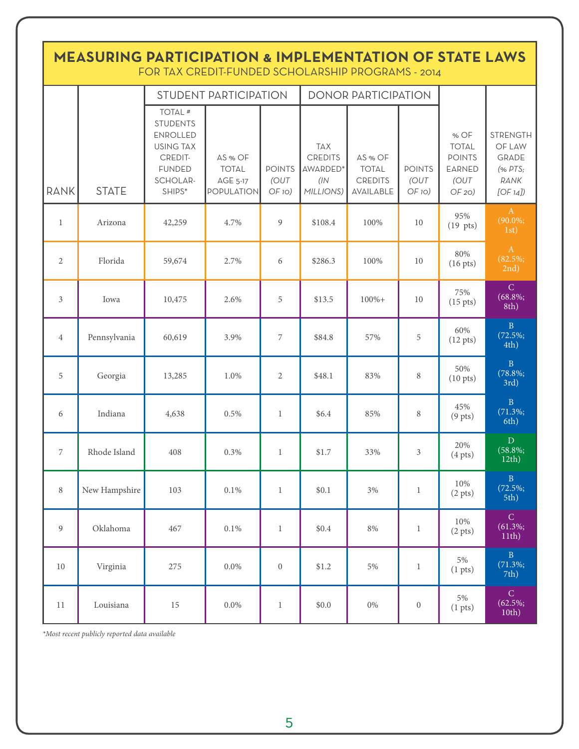# MEASURING PARTICIPATION & IMPLEMENTATION OF STATE LAWS

## FOR TAX CREDIT-FUNDED SCHOLARSHIP PROGRAMS - 2014

| RANK | STATE | STUDENT PARTICIPATION | | | DONOR PARTICIPATION | | | % OF TOTAL POINTS EARNED (OUT OF 20) | STRENGTH OF LAW GRADE (% PTS; RANK [OF 14]) |
|---|---|---|---|---|---|---|---|---|---|
| | | TOTAL # STUDENTS ENROLLED USING TAX CREDIT-FUNDED SCHOLARSHIPS* | AS % OF TOTAL AGE 5-17 POPULATION | POINTS (OUT OF 10) | TAX CREDITS AWARDED* (IN MILLIONS) | AS % OF TOTAL CREDITS AVAILABLE | POINTS (OUT OF 10) | | |
| 1 | Arizona | 42,259 | 4.7% | 9 | $108.4 | 100% | 10 | 95% (19 pts) | A (90.0%; 1st) |
| 2 | Florida | 59,674 | 2.7% | 6 | $286.3 | 100% | 10 | 80% (16 pts) | A (82.5%; 2nd) |
| 3 | Iowa | 10,475 | 2.6% | 5 | $13.5 | 100%+ | 10 | 75% (15 pts) | C (68.8%; 8th) |
| 4 | Pennsylvania | 60,619 | 3.9% | 7 | $84.8 | 57% | 5 | 60% (12 pts) | B (72.5%; 4th) |
| 5 | Georgia | 13,285 | 1.0% | 2 | $48.1 | 83% | 8 | 50% (10 pts) | B (78.8%; 3rd) |
| 6 | Indiana | 4,638 | 0.5% | 1 | $6.4 | 85% | 8 | 45% (9 pts) | B (71.3%; 6th) |
| 7 | Rhode Island | 408 | 0.3% | 1 | $1.7 | 33% | 3 | 20% (4 pts) | D (58.8%; 12th) |
| 8 | New Hampshire | 103 | 0.1% | 1 | $0.1 | 3% | 1 | 10% (2 pts) | B (72.5%; 5th) |
| 9 | Oklahoma | 467 | 0.1% | 1 | $0.4 | 8% | 1 | 10% (2 pts) | C (61.3%; 11th) |
| 10 | Virginia | 275 | 0.0% | 0 | $1.2 | 5% | 1 | 5% (1 pts) | B (71.3%; 7th) |
| 11 | Louisiana | 15 | 0.0% | 1 | $0.0 | 0% | 0 | 5% (1 pts) | C (62.5%; 10th) |

*\*Most recent publicly reported data available*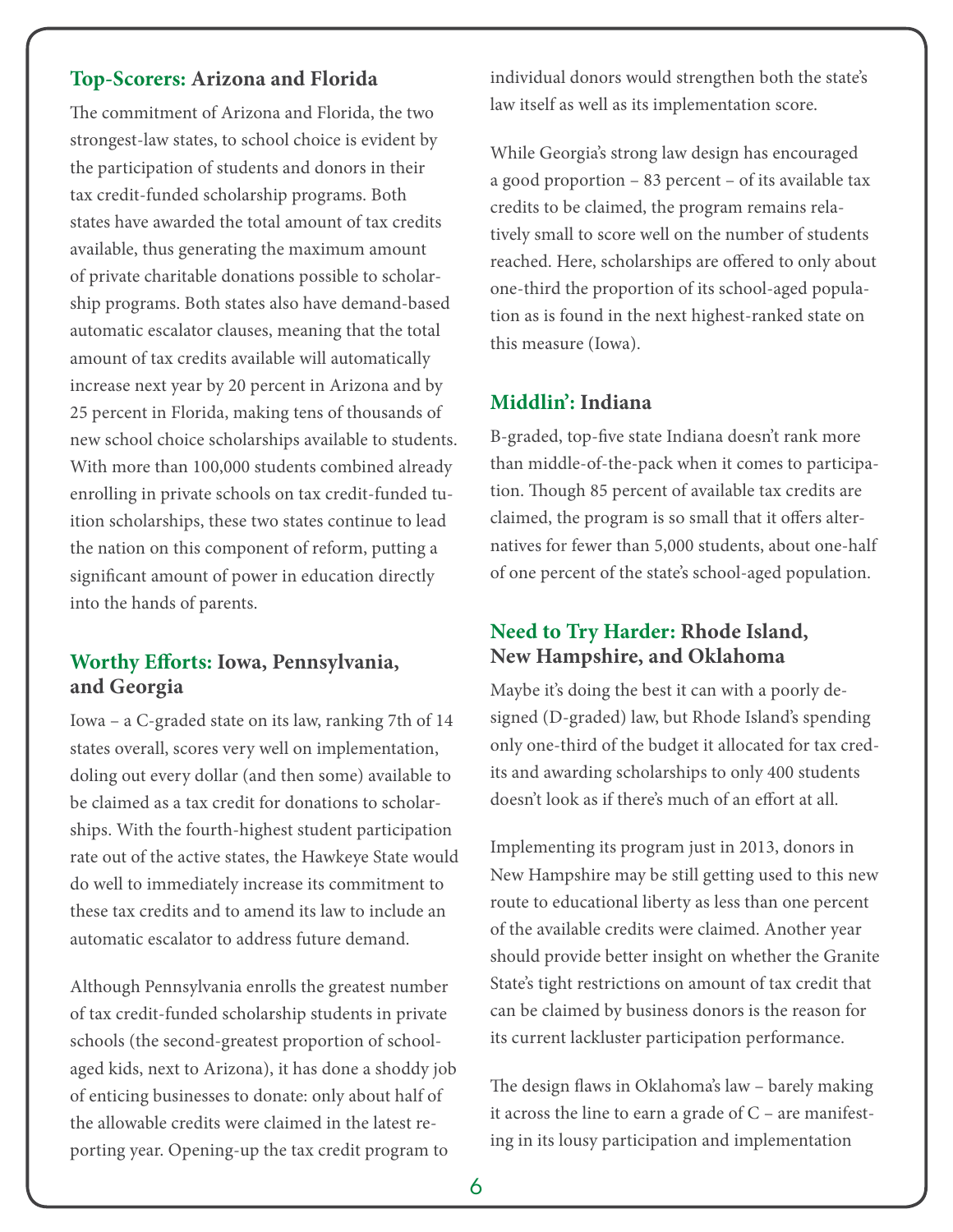### Top-Scorers: Arizona and Florida

The commitment of Arizona and Florida, the two strongest-law states, to school choice is evident by the participation of students and donors in their tax credit-funded scholarship programs. Both states have awarded the total amount of tax credits available, thus generating the maximum amount of private charitable donations possible to scholarship programs. Both states also have demand-based automatic escalator clauses, meaning that the total amount of tax credits available will automatically increase next year by 20 percent in Arizona and by 25 percent in Florida, making tens of thousands of new school choice scholarships available to students. With more than 100,000 students combined already enrolling in private schools on tax credit-funded tuition scholarships, these two states continue to lead the nation on this component of reform, putting a significant amount of power in education directly into the hands of parents.

### Worthy Efforts: Iowa, Pennsylvania, and Georgia

Iowa – a C-graded state on its law, ranking 7th of 14 states overall, scores very well on implementation, doling out every dollar (and then some) available to be claimed as a tax credit for donations to scholarships. With the fourth-highest student participation rate out of the active states, the Hawkeye State would do well to immediately increase its commitment to these tax credits and to amend its law to include an automatic escalator to address future demand.

Although Pennsylvania enrolls the greatest number of tax credit-funded scholarship students in private schools (the second-greatest proportion of school-aged kids, next to Arizona), it has done a shoddy job of enticing businesses to donate: only about half of the allowable credits were claimed in the latest reporting year. Opening-up the tax credit program to individual donors would strengthen both the state's law itself as well as its implementation score.

While Georgia's strong law design has encouraged a good proportion – 83 percent – of its available tax credits to be claimed, the program remains relatively small to score well on the number of students reached. Here, scholarships are offered to only about one-third the proportion of its school-aged population as is found in the next highest-ranked state on this measure (Iowa).

### Middlin': Indiana

B-graded, top-five state Indiana doesn't rank more than middle-of-the-pack when it comes to participation. Though 85 percent of available tax credits are claimed, the program is so small that it offers alternatives for fewer than 5,000 students, about one-half of one percent of the state's school-aged population.

### Need to Try Harder: Rhode Island, New Hampshire, and Oklahoma

Maybe it's doing the best it can with a poorly designed (D-graded) law, but Rhode Island's spending only one-third of the budget it allocated for tax credits and awarding scholarships to only 400 students doesn't look as if there's much of an effort at all.

Implementing its program just in 2013, donors in New Hampshire may be still getting used to this new route to educational liberty as less than one percent of the available credits were claimed. Another year should provide better insight on whether the Granite State's tight restrictions on amount of tax credit that can be claimed by business donors is the reason for its current lackluster participation performance.

The design flaws in Oklahoma's law – barely making it across the line to earn a grade of C – are manifesting in its lousy participation and implementation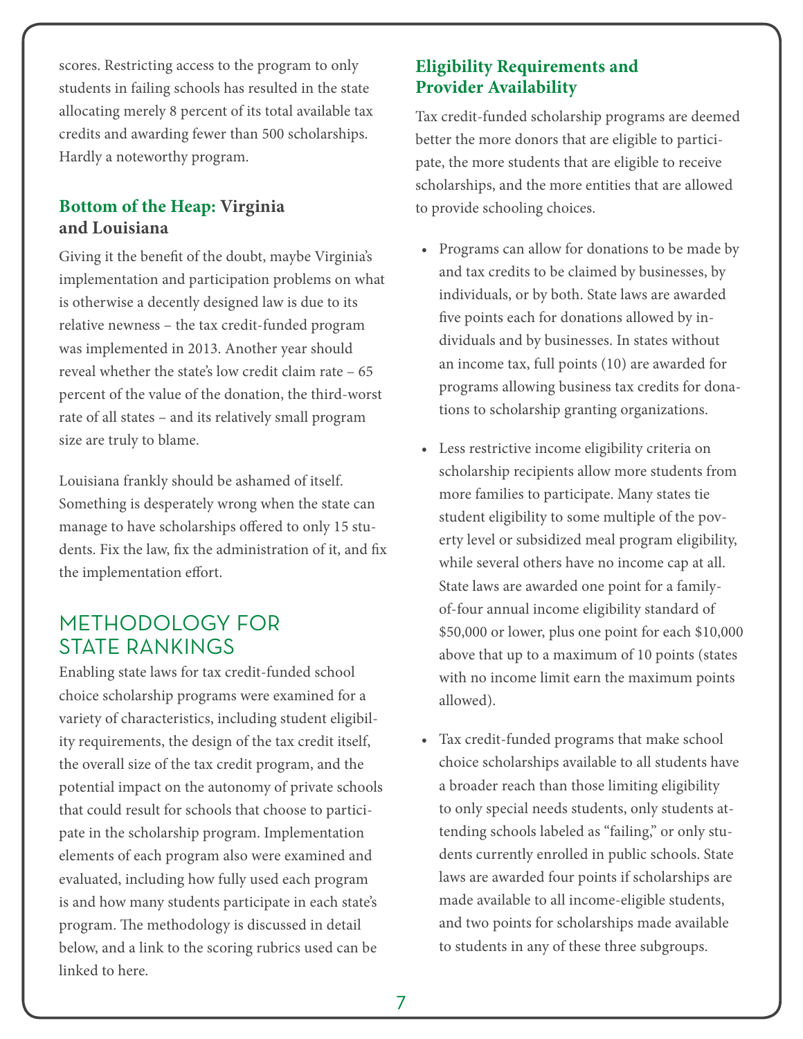scores. Restricting access to the program to only students in failing schools has resulted in the state allocating merely 8 percent of its total available tax credits and awarding fewer than 500 scholarships. Hardly a noteworthy program.

### Bottom of the Heap: Virginia and Louisiana

Giving it the benefit of the doubt, maybe Virginia's implementation and participation problems on what is otherwise a decently designed law is due to its relative newness – the tax credit-funded program was implemented in 2013. Another year should reveal whether the state's low credit claim rate – 65 percent of the value of the donation, the third-worst rate of all states – and its relatively small program size are truly to blame.

Louisiana frankly should be ashamed of itself. Something is desperately wrong when the state can manage to have scholarships offered to only 15 students. Fix the law, fix the administration of it, and fix the implementation effort.

## METHODOLOGY FOR STATE RANKINGS

Enabling state laws for tax credit-funded school choice scholarship programs were examined for a variety of characteristics, including student eligibility requirements, the design of the tax credit itself, the overall size of the tax credit program, and the potential impact on the autonomy of private schools that could result for schools that choose to participate in the scholarship program. Implementation elements of each program also were examined and evaluated, including how fully used each program is and how many students participate in each state's program. The methodology is discussed in detail below, and a link to the scoring rubrics used can be linked to here.

### Eligibility Requirements and Provider Availability

Tax credit-funded scholarship programs are deemed better the more donors that are eligible to participate, the more students that are eligible to receive scholarships, and the more entities that are allowed to provide schooling choices.

- Programs can allow for donations to be made by and tax credits to be claimed by businesses, by individuals, or by both. State laws are awarded five points each for donations allowed by individuals and by businesses. In states without an income tax, full points (10) are awarded for programs allowing business tax credits for donations to scholarship granting organizations.
- Less restrictive income eligibility criteria on scholarship recipients allow more students from more families to participate. Many states tie student eligibility to some multiple of the poverty level or subsidized meal program eligibility, while several others have no income cap at all. State laws are awarded one point for a family-of-four annual income eligibility standard of $50,000 or lower, plus one point for each $10,000 above that up to a maximum of 10 points (states with no income limit earn the maximum points allowed).
- Tax credit-funded programs that make school choice scholarships available to all students have a broader reach than those limiting eligibility to only special needs students, only students attending schools labeled as "failing," or only students currently enrolled in public schools. State laws are awarded four points if scholarships are made available to all income-eligible students, and two points for scholarships made available to students in any of these three subgroups.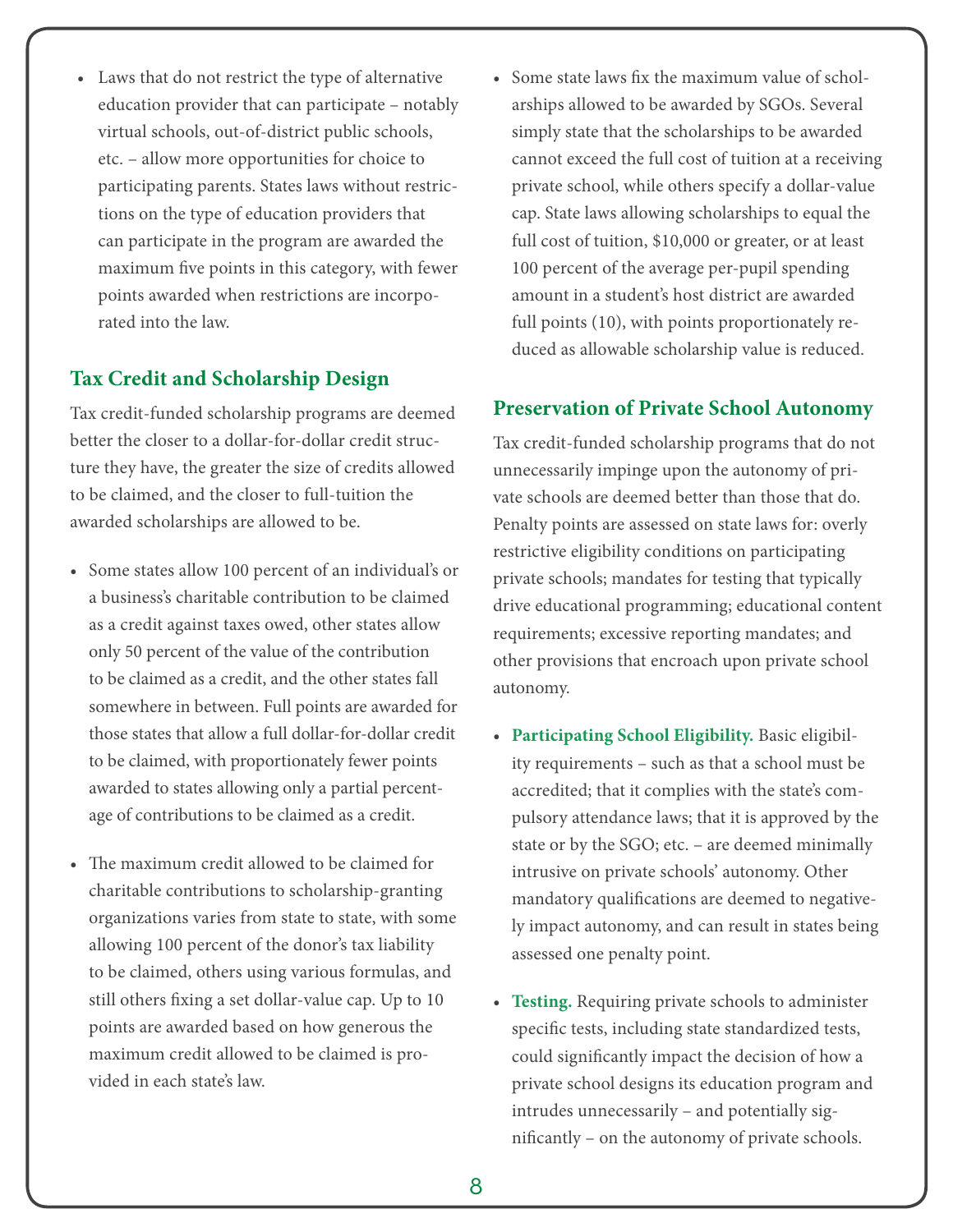- Laws that do not restrict the type of alternative education provider that can participate – notably virtual schools, out-of-district public schools, etc. – allow more opportunities for choice to participating parents. States laws without restrictions on the type of education providers that can participate in the program are awarded the maximum five points in this category, with fewer points awarded when restrictions are incorporated into the law.

## Tax Credit and Scholarship Design

Tax credit-funded scholarship programs are deemed better the closer to a dollar-for-dollar credit structure they have, the greater the size of credits allowed to be claimed, and the closer to full-tuition the awarded scholarships are allowed to be.

- Some states allow 100 percent of an individual's or a business's charitable contribution to be claimed as a credit against taxes owed, other states allow only 50 percent of the value of the contribution to be claimed as a credit, and the other states fall somewhere in between. Full points are awarded for those states that allow a full dollar-for-dollar credit to be claimed, with proportionately fewer points awarded to states allowing only a partial percentage of contributions to be claimed as a credit.
- The maximum credit allowed to be claimed for charitable contributions to scholarship-granting organizations varies from state to state, with some allowing 100 percent of the donor's tax liability to be claimed, others using various formulas, and still others fixing a set dollar-value cap. Up to 10 points are awarded based on how generous the maximum credit allowed to be claimed is provided in each state's law.
- Some state laws fix the maximum value of scholarships allowed to be awarded by SGOs. Several simply state that the scholarships to be awarded cannot exceed the full cost of tuition at a receiving private school, while others specify a dollar-value cap. State laws allowing scholarships to equal the full cost of tuition, $10,000 or greater, or at least 100 percent of the average per-pupil spending amount in a student's host district are awarded full points (10), with points proportionately reduced as allowable scholarship value is reduced.

## Preservation of Private School Autonomy

Tax credit-funded scholarship programs that do not unnecessarily impinge upon the autonomy of private schools are deemed better than those that do. Penalty points are assessed on state laws for: overly restrictive eligibility conditions on participating private schools; mandates for testing that typically drive educational programming; educational content requirements; excessive reporting mandates; and other provisions that encroach upon private school autonomy.

- **Participating School Eligibility.** Basic eligibility requirements – such as that a school must be accredited; that it complies with the state's compulsory attendance laws; that it is approved by the state or by the SGO; etc. – are deemed minimally intrusive on private schools' autonomy. Other mandatory qualifications are deemed to negatively impact autonomy, and can result in states being assessed one penalty point.
- **Testing.** Requiring private schools to administer specific tests, including state standardized tests, could significantly impact the decision of how a private school designs its education program and intrudes unnecessarily – and potentially significantly – on the autonomy of private schools.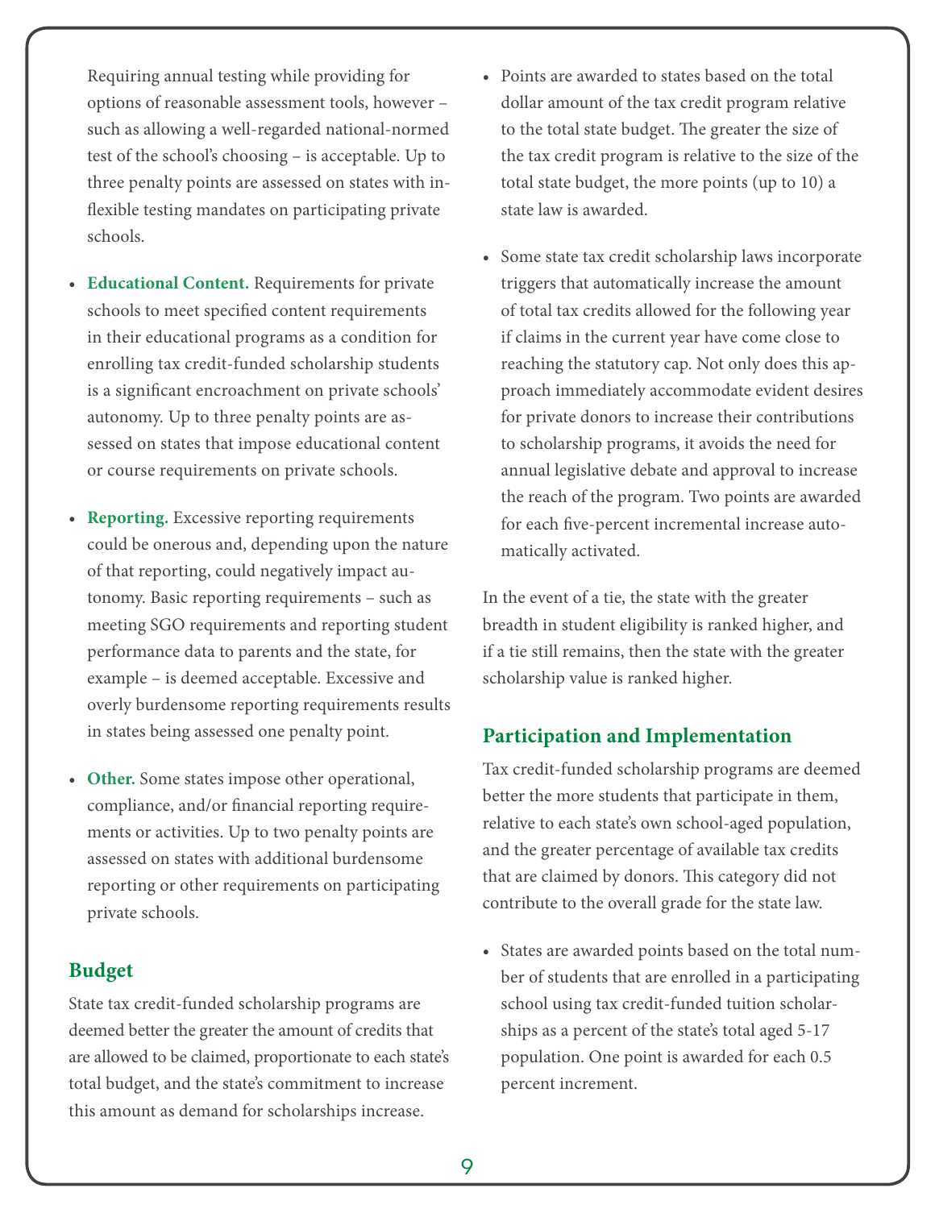Requiring annual testing while providing for options of reasonable assessment tools, however – such as allowing a well-regarded national-normed test of the school's choosing – is acceptable. Up to three penalty points are assessed on states with inflexible testing mandates on participating private schools.

- **Educational Content.** Requirements for private schools to meet specified content requirements in their educational programs as a condition for enrolling tax credit-funded scholarship students is a significant encroachment on private schools' autonomy. Up to three penalty points are assessed on states that impose educational content or course requirements on private schools.
- **Reporting.** Excessive reporting requirements could be onerous and, depending upon the nature of that reporting, could negatively impact autonomy. Basic reporting requirements – such as meeting SGO requirements and reporting student performance data to parents and the state, for example – is deemed acceptable. Excessive and overly burdensome reporting requirements results in states being assessed one penalty point.
- **Other.** Some states impose other operational, compliance, and/or financial reporting requirements or activities. Up to two penalty points are assessed on states with additional burdensome reporting or other requirements on participating private schools.

## Budget

State tax credit-funded scholarship programs are deemed better the greater the amount of credits that are allowed to be claimed, proportionate to each state's total budget, and the state's commitment to increase this amount as demand for scholarships increase.

- Points are awarded to states based on the total dollar amount of the tax credit program relative to the total state budget. The greater the size of the tax credit program is relative to the size of the total state budget, the more points (up to 10) a state law is awarded.
- Some state tax credit scholarship laws incorporate triggers that automatically increase the amount of total tax credits allowed for the following year if claims in the current year have come close to reaching the statutory cap. Not only does this approach immediately accommodate evident desires for private donors to increase their contributions to scholarship programs, it avoids the need for annual legislative debate and approval to increase the reach of the program. Two points are awarded for each five-percent incremental increase automatically activated.

In the event of a tie, the state with the greater breadth in student eligibility is ranked higher, and if a tie still remains, then the state with the greater scholarship value is ranked higher.

## Participation and Implementation

Tax credit-funded scholarship programs are deemed better the more students that participate in them, relative to each state's own school-aged population, and the greater percentage of available tax credits that are claimed by donors. This category did not contribute to the overall grade for the state law.

- States are awarded points based on the total number of students that are enrolled in a participating school using tax credit-funded tuition scholarships as a percent of the state's total aged 5-17 population. One point is awarded for each 0.5 percent increment.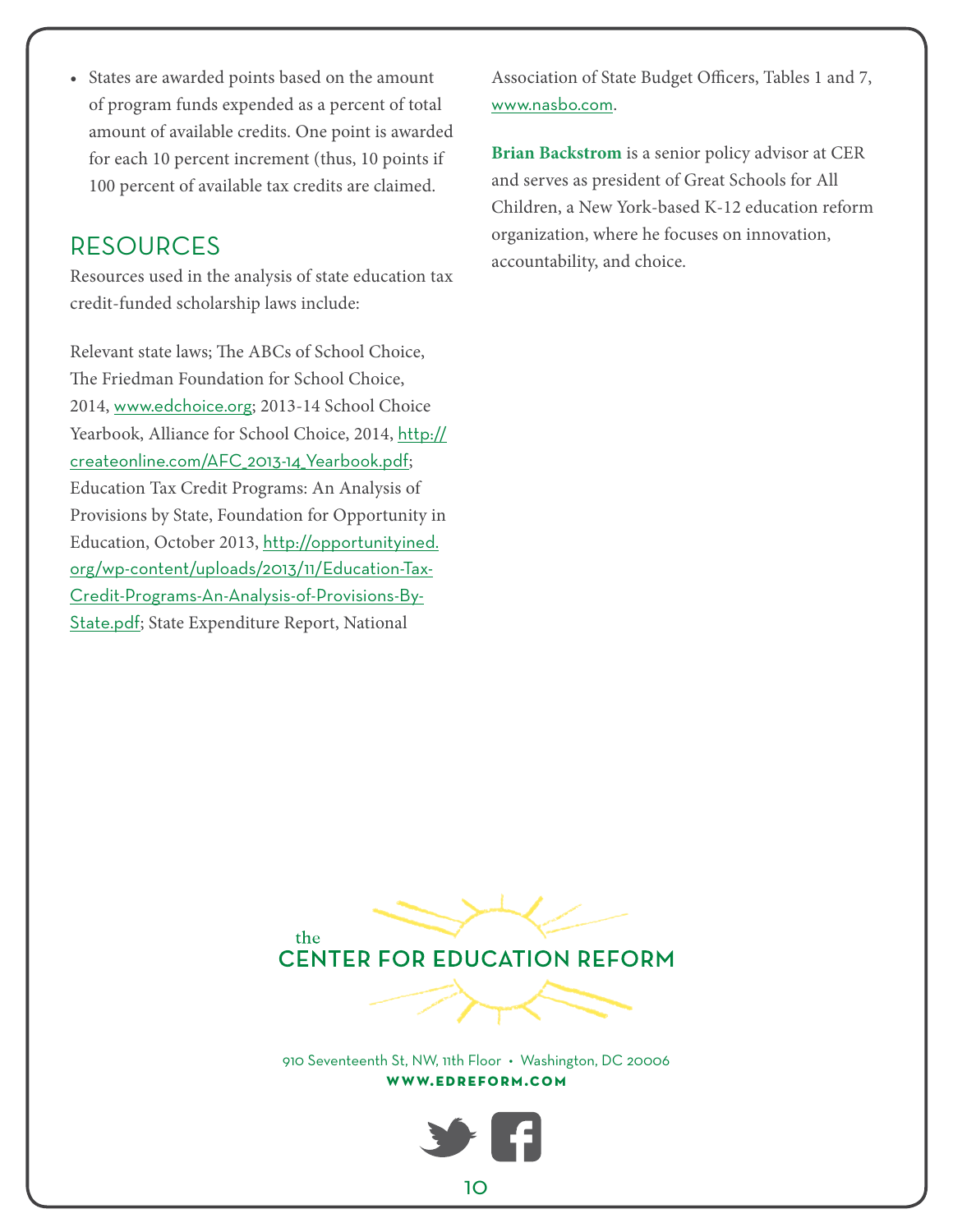- States are awarded points based on the amount of program funds expended as a percent of total amount of available credits. One point is awarded for each 10 percent increment (thus, 10 points if 100 percent of available tax credits are claimed.

## RESOURCES

Resources used in the analysis of state education tax credit-funded scholarship laws include:

Relevant state laws; The ABCs of School Choice, The Friedman Foundation for School Choice, 2014, www.edchoice.org; 2013-14 School Choice Yearbook, Alliance for School Choice, 2014, http://createonline.com/AFC_2013-14_Yearbook.pdf; Education Tax Credit Programs: An Analysis of Provisions by State, Foundation for Opportunity in Education, October 2013, http://opportunityined.org/wp-content/uploads/2013/11/Education-Tax-Credit-Programs-An-Analysis-of-Provisions-By-State.pdf; State Expenditure Report, National Association of State Budget Officers, Tables 1 and 7, www.nasbo.com.

**Brian Backstrom** is a senior policy advisor at CER and serves as president of Great Schools for All Children, a New York-based K-12 education reform organization, where he focuses on innovation, accountability, and choice.

the
CENTER FOR EDUCATION REFORM

910 Seventeenth St, NW, 11th Floor • Washington, DC 20006
**WWW.EDREFORM.COM**